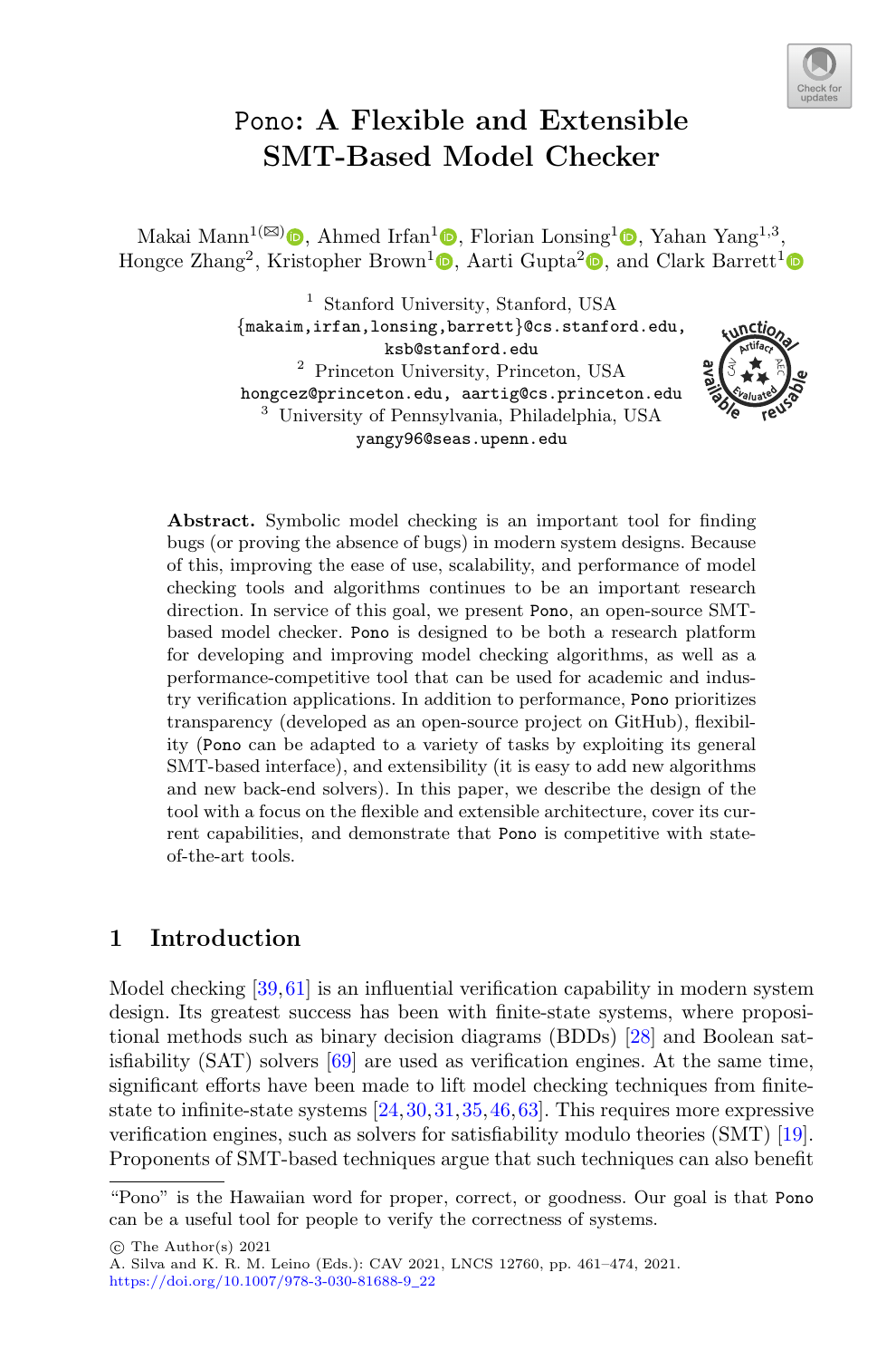# Pono: A Flexible and Extensible SMT-Based Model Checker

Makai Mann[1(✉)], Ahmed Irfan[1], Florian Lonsing[1], Yahan Yang[1,3], Hongce Zhang[2], Kristopher Brown[1], Aarti Gupta[2], and Clark Barrett[1]

[1] Stanford University, Stanford, USA
{makaim,irfan,lonsing,barrett}@cs.stanford.edu, ksb@stanford.edu

[2] Princeton University, Princeton, USA
hongcez@princeton.edu, aartig@cs.princeton.edu

[3] University of Pennsylvania, Philadelphia, USA
yangy96@seas.upenn.edu

**Abstract.** Symbolic model checking is an important tool for finding bugs (or proving the absence of bugs) in modern system designs. Because of this, improving the ease of use, scalability, and performance of model checking tools and algorithms continues to be an important research direction. In service of this goal, we present Pono, an open-source SMT-based model checker. Pono is designed to be both a research platform for developing and improving model checking algorithms, as well as a performance-competitive tool that can be used for academic and industry verification applications. In addition to performance, Pono prioritizes transparency (developed as an open-source project on GitHub), flexibility (Pono can be adapted to a variety of tasks by exploiting its general SMT-based interface), and extensibility (it is easy to add new algorithms and new back-end solvers). In this paper, we describe the design of the tool with a focus on the flexible and extensible architecture, cover its current capabilities, and demonstrate that Pono is competitive with state-of-the-art tools.

## 1 Introduction

Model checking [39,61] is an influential verification capability in modern system design. Its greatest success has been with finite-state systems, where propositional methods such as binary decision diagrams (BDDs) [28] and Boolean satisfiability (SAT) solvers [69] are used as verification engines. At the same time, significant efforts have been made to lift model checking techniques from finite-state to infinite-state systems [24,30,31,35,46,63]. This requires more expressive verification engines, such as solvers for satisfiability modulo theories (SMT) [19]. Proponents of SMT-based techniques argue that such techniques can also benefit

"Pono" is the Hawaiian word for proper, correct, or goodness. Our goal is that Pono can be a useful tool for people to verify the correctness of systems.

© The Author(s) 2021
A. Silva and K. R. M. Leino (Eds.): CAV 2021, LNCS 12760, pp. 461–474, 2021.
https://doi.org/10.1007/978-3-030-81688-9_22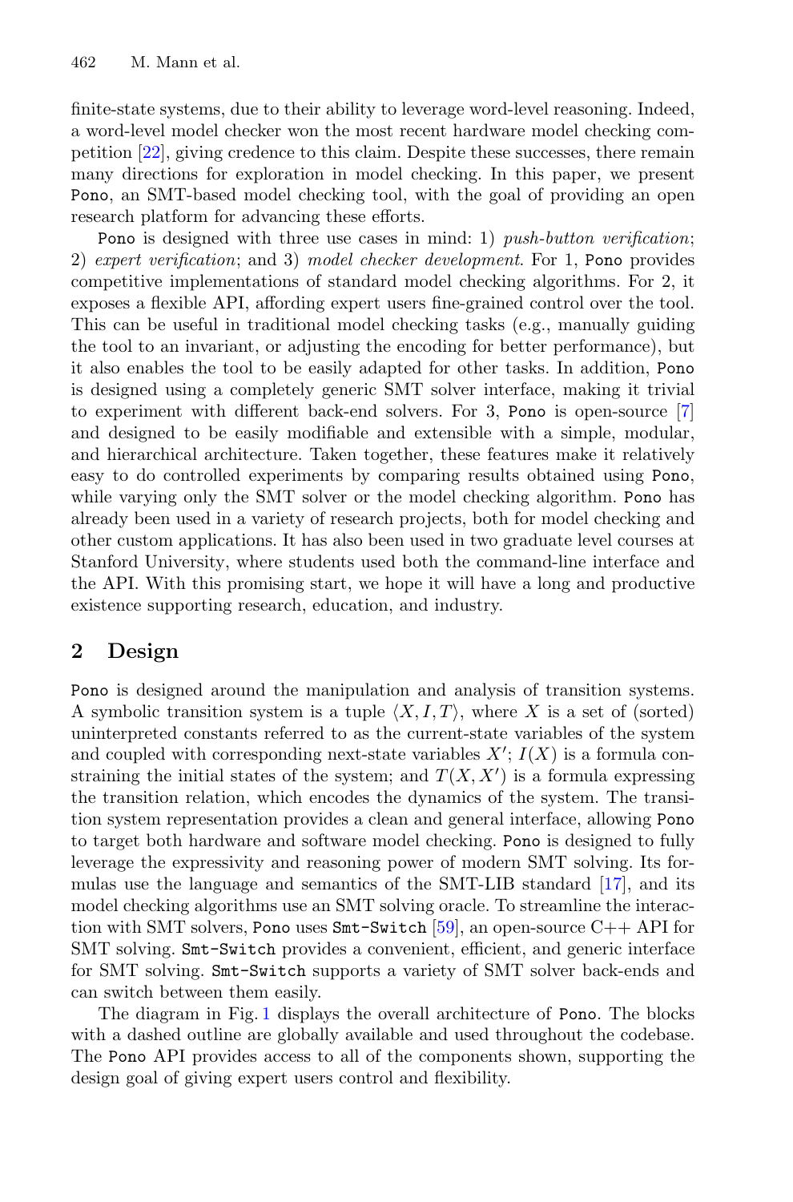finite-state systems, due to their ability to leverage word-level reasoning. Indeed, a word-level model checker won the most recent hardware model checking competition [22], giving credence to this claim. Despite these successes, there remain many directions for exploration in model checking. In this paper, we present Pono, an SMT-based model checking tool, with the goal of providing an open research platform for advancing these efforts.

Pono is designed with three use cases in mind: 1) *push-button verification*; 2) *expert verification*; and 3) *model checker development*. For 1, Pono provides competitive implementations of standard model checking algorithms. For 2, it exposes a flexible API, affording expert users fine-grained control over the tool. This can be useful in traditional model checking tasks (e.g., manually guiding the tool to an invariant, or adjusting the encoding for better performance), but it also enables the tool to be easily adapted for other tasks. In addition, Pono is designed using a completely generic SMT solver interface, making it trivial to experiment with different back-end solvers. For 3, Pono is open-source [7] and designed to be easily modifiable and extensible with a simple, modular, and hierarchical architecture. Taken together, these features make it relatively easy to do controlled experiments by comparing results obtained using Pono, while varying only the SMT solver or the model checking algorithm. Pono has already been used in a variety of research projects, both for model checking and other custom applications. It has also been used in two graduate level courses at Stanford University, where students used both the command-line interface and the API. With this promising start, we hope it will have a long and productive existence supporting research, education, and industry.

## 2 Design

Pono is designed around the manipulation and analysis of transition systems. A symbolic transition system is a tuple $\langle X, I, T \rangle$, where $X$ is a set of (sorted) uninterpreted constants referred to as the current-state variables of the system and coupled with corresponding next-state variables $X'$; $I(X)$ is a formula constraining the initial states of the system; and $T(X, X')$ is a formula expressing the transition relation, which encodes the dynamics of the system. The transition system representation provides a clean and general interface, allowing Pono to target both hardware and software model checking. Pono is designed to fully leverage the expressivity and reasoning power of modern SMT solving. Its formulas use the language and semantics of the SMT-LIB standard [17], and its model checking algorithms use an SMT solving oracle. To streamline the interaction with SMT solvers, Pono uses Smt-Switch [59], an open-source C++ API for SMT solving. Smt-Switch provides a convenient, efficient, and generic interface for SMT solving. Smt-Switch supports a variety of SMT solver back-ends and can switch between them easily.

The diagram in Fig. 1 displays the overall architecture of Pono. The blocks with a dashed outline are globally available and used throughout the codebase. The Pono API provides access to all of the components shown, supporting the design goal of giving expert users control and flexibility.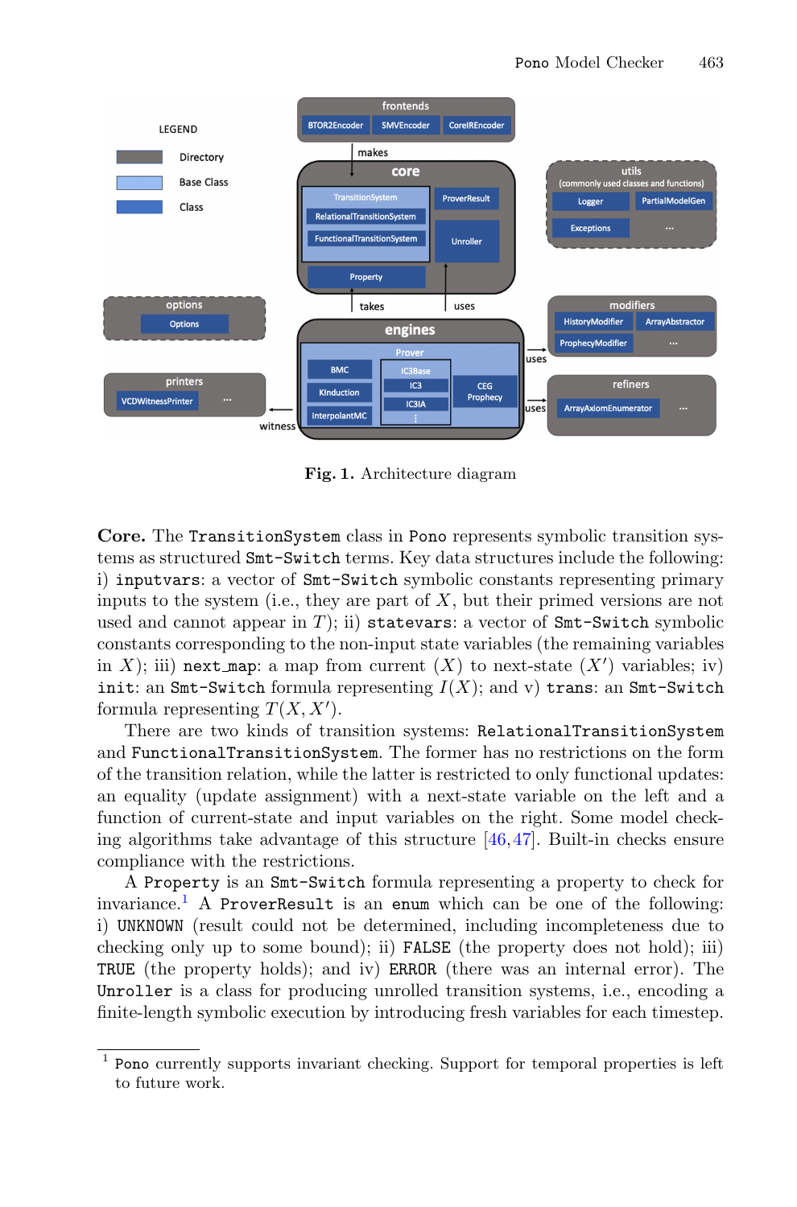Fig. 1. Architecture diagram

**Core.** The `TransitionSystem` class in `Pono` represents symbolic transition systems as structured `Smt-Switch` terms. Key data structures include the following: i) `inputvars`: a vector of `Smt-Switch` symbolic constants representing primary inputs to the system (i.e., they are part of $X$, but their primed versions are not used and cannot appear in $T$); ii) `statevars`: a vector of `Smt-Switch` symbolic constants corresponding to the non-input state variables (the remaining variables in $X$); iii) `next_map`: a map from current ($X$) to next-state ($X'$) variables; iv) `init`: an `Smt-Switch` formula representing $I(X)$; and v) `trans`: an `Smt-Switch` formula representing $T(X, X')$.

There are two kinds of transition systems: `RelationalTransitionSystem` and `FunctionalTransitionSystem`. The former has no restrictions on the form of the transition relation, while the latter is restricted to only functional updates: an equality (update assignment) with a next-state variable on the left and a function of current-state and input variables on the right. Some model checking algorithms take advantage of this structure [46,47]. Built-in checks ensure compliance with the restrictions.

A `Property` is an `Smt-Switch` formula representing a property to check for invariance.[1] A `ProverResult` is an `enum` which can be one of the following: i) `UNKNOWN` (result could not be determined, including incompleteness due to checking only up to some bound); ii) `FALSE` (the property does not hold); iii) `TRUE` (the property holds); and iv) `ERROR` (there was an internal error). The `Unroller` is a class for producing unrolled transition systems, i.e., encoding a finite-length symbolic execution by introducing fresh variables for each timestep.

[1] `Pono` currently supports invariant checking. Support for temporal properties is left to future work.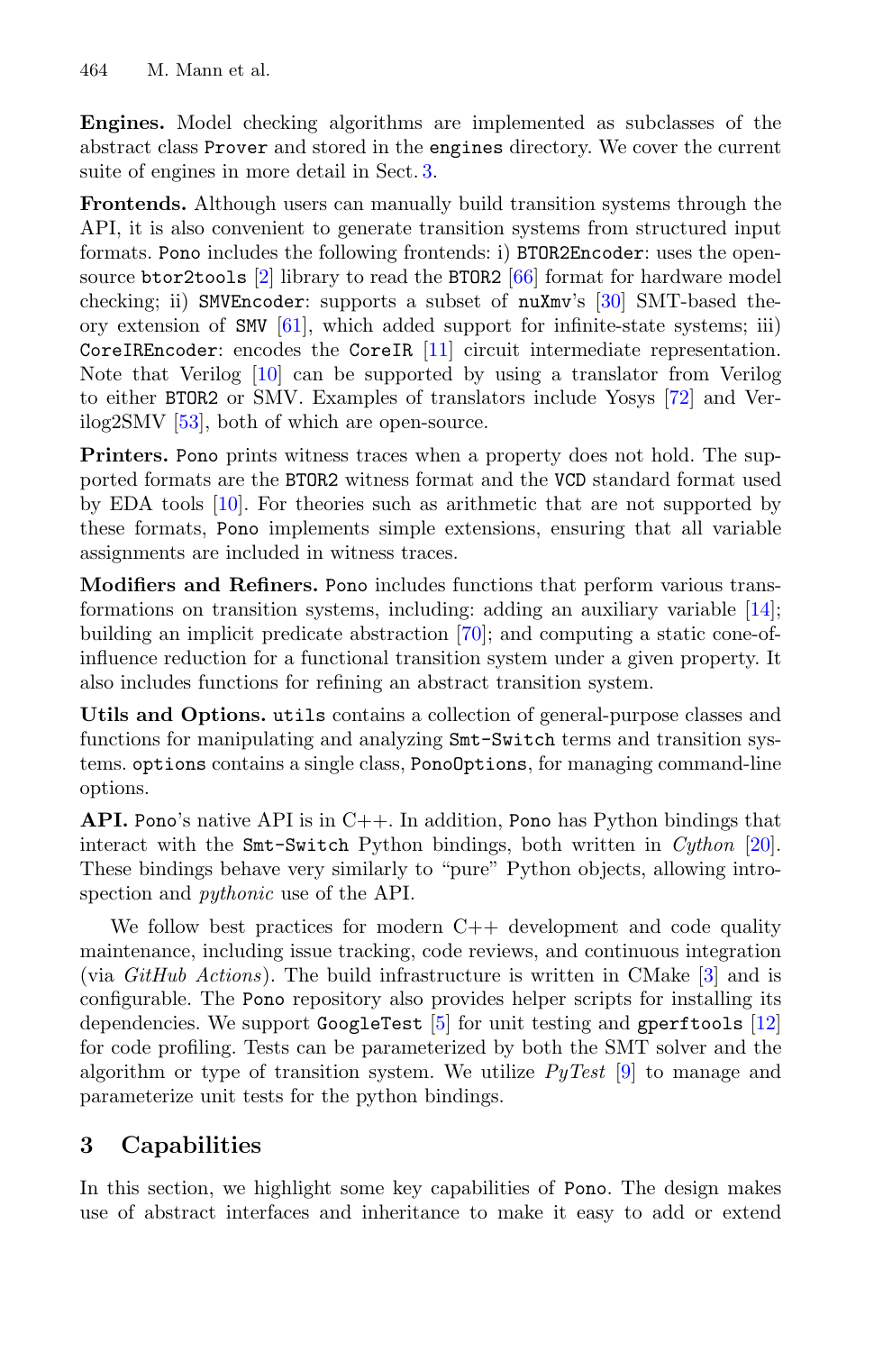**Engines.** Model checking algorithms are implemented as subclasses of the abstract class `Prover` and stored in the `engines` directory. We cover the current suite of engines in more detail in Sect. 3.

**Frontends.** Although users can manually build transition systems through the API, it is also convenient to generate transition systems from structured input formats. `Pono` includes the following frontends: i) `BTOR2Encoder`: uses the open-source `btor2tools` [2] library to read the `BTOR2` [66] format for hardware model checking; ii) `SMVEncoder`: supports a subset of `nuXmv`'s [30] SMT-based theory extension of `SMV` [61], which added support for infinite-state systems; iii) `CoreIREncoder`: encodes the `CoreIR` [11] circuit intermediate representation. Note that Verilog [10] can be supported by using a translator from Verilog to either `BTOR2` or SMV. Examples of translators include Yosys [72] and Verilog2SMV [53], both of which are open-source.

**Printers.** `Pono` prints witness traces when a property does not hold. The supported formats are the `BTOR2` witness format and the `VCD` standard format used by EDA tools [10]. For theories such as arithmetic that are not supported by these formats, `Pono` implements simple extensions, ensuring that all variable assignments are included in witness traces.

**Modifiers and Refiners.** `Pono` includes functions that perform various transformations on transition systems, including: adding an auxiliary variable [14]; building an implicit predicate abstraction [70]; and computing a static cone-of-influence reduction for a functional transition system under a given property. It also includes functions for refining an abstract transition system.

**Utils and Options.** `utils` contains a collection of general-purpose classes and functions for manipulating and analyzing `Smt-Switch` terms and transition systems. `options` contains a single class, `PonoOptions`, for managing command-line options.

**API.** `Pono`'s native API is in C++. In addition, `Pono` has Python bindings that interact with the `Smt-Switch` Python bindings, both written in *Cython* [20]. These bindings behave very similarly to "pure" Python objects, allowing introspection and *pythonic* use of the API.

We follow best practices for modern C++ development and code quality maintenance, including issue tracking, code reviews, and continuous integration (via *GitHub Actions*). The build infrastructure is written in CMake [3] and is configurable. The `Pono` repository also provides helper scripts for installing its dependencies. We support `GoogleTest` [5] for unit testing and `gperftools` [12] for code profiling. Tests can be parameterized by both the SMT solver and the algorithm or type of transition system. We utilize *PyTest* [9] to manage and parameterize unit tests for the python bindings.

## 3 Capabilities

In this section, we highlight some key capabilities of `Pono`. The design makes use of abstract interfaces and inheritance to make it easy to add or extend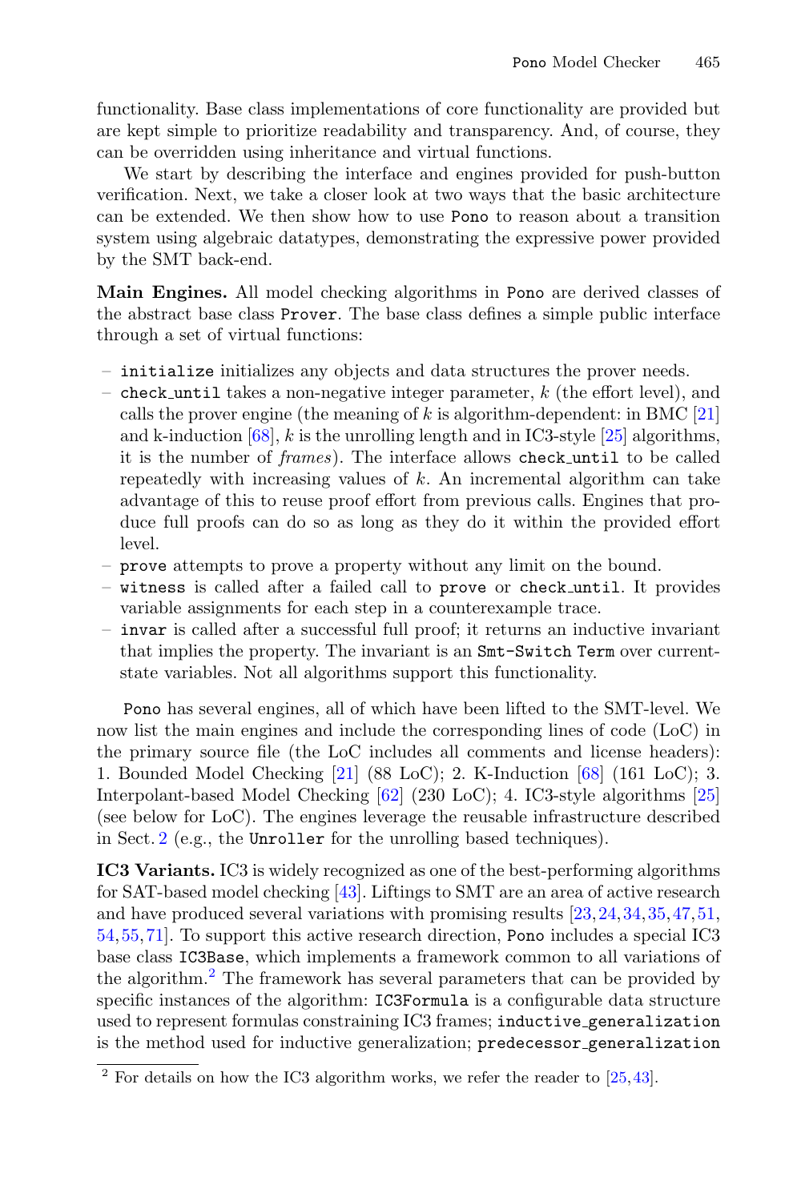functionality. Base class implementations of core functionality are provided but are kept simple to prioritize readability and transparency. And, of course, they can be overridden using inheritance and virtual functions.

We start by describing the interface and engines provided for push-button verification. Next, we take a closer look at two ways that the basic architecture can be extended. We then show how to use `Pono` to reason about a transition system using algebraic datatypes, demonstrating the expressive power provided by the SMT back-end.

**Main Engines.** All model checking algorithms in `Pono` are derived classes of the abstract base class `Prover`. The base class defines a simple public interface through a set of virtual functions:

- `initialize` initializes any objects and data structures the prover needs.
- `check_until` takes a non-negative integer parameter, $k$ (the effort level), and calls the prover engine (the meaning of $k$ is algorithm-dependent: in BMC [21] and k-induction [68], $k$ is the unrolling length and in IC3-style [25] algorithms, it is the number of *frames*). The interface allows `check_until` to be called repeatedly with increasing values of $k$. An incremental algorithm can take advantage of this to reuse proof effort from previous calls. Engines that produce full proofs can do so as long as they do it within the provided effort level.
- `prove` attempts to prove a property without any limit on the bound.
- `witness` is called after a failed call to `prove` or `check_until`. It provides variable assignments for each step in a counterexample trace.
- `invar` is called after a successful full proof; it returns an inductive invariant that implies the property. The invariant is an `Smt-Switch Term` over current-state variables. Not all algorithms support this functionality.

`Pono` has several engines, all of which have been lifted to the SMT-level. We now list the main engines and include the corresponding lines of code (LoC) in the primary source file (the LoC includes all comments and license headers): 1. Bounded Model Checking [21] (88 LoC); 2. K-Induction [68] (161 LoC); 3. Interpolant-based Model Checking [62] (230 LoC); 4. IC3-style algorithms [25] (see below for LoC). The engines leverage the reusable infrastructure described in Sect. 2 (e.g., the `Unroller` for the unrolling based techniques).

**IC3 Variants.** IC3 is widely recognized as one of the best-performing algorithms for SAT-based model checking [43]. Liftings to SMT are an area of active research and have produced several variations with promising results [23,24,34,35,47,51,54,55,71]. To support this active research direction, `Pono` includes a special IC3 base class `IC3Base`, which implements a framework common to all variations of the algorithm.[2] The framework has several parameters that can be provided by specific instances of the algorithm: `IC3Formula` is a configurable data structure used to represent formulas constraining IC3 frames; `inductive_generalization` is the method used for inductive generalization; `predecessor_generalization`

[2] For details on how the IC3 algorithm works, we refer the reader to [25,43].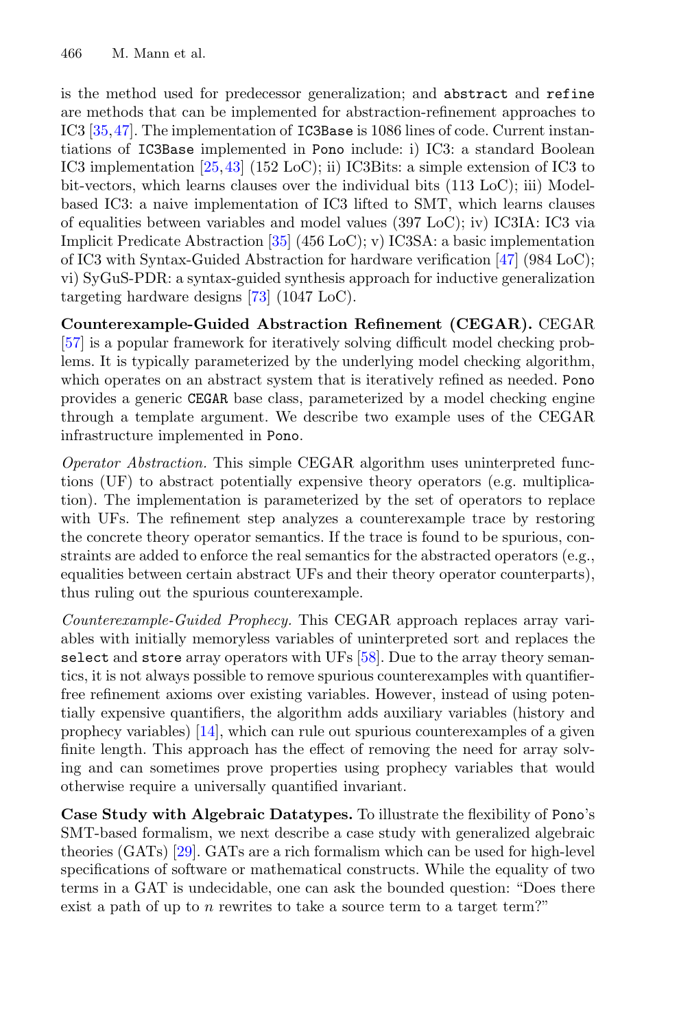is the method used for predecessor generalization; and `abstract` and `refine` are methods that can be implemented for abstraction-refinement approaches to IC3 [35,47]. The implementation of `IC3Base` is 1086 lines of code. Current instantiations of `IC3Base` implemented in `Pono` include: i) IC3: a standard Boolean IC3 implementation [25,43] (152 LoC); ii) IC3Bits: a simple extension of IC3 to bit-vectors, which learns clauses over the individual bits (113 LoC); iii) Model-based IC3: a naive implementation of IC3 lifted to SMT, which learns clauses of equalities between variables and model values (397 LoC); iv) IC3IA: IC3 via Implicit Predicate Abstraction [35] (456 LoC); v) IC3SA: a basic implementation of IC3 with Syntax-Guided Abstraction for hardware verification [47] (984 LoC); vi) SyGuS-PDR: a syntax-guided synthesis approach for inductive generalization targeting hardware designs [73] (1047 LoC).

**Counterexample-Guided Abstraction Refinement (CEGAR).** CEGAR [57] is a popular framework for iteratively solving difficult model checking problems. It is typically parameterized by the underlying model checking algorithm, which operates on an abstract system that is iteratively refined as needed. `Pono` provides a generic `CEGAR` base class, parameterized by a model checking engine through a template argument. We describe two example uses of the CEGAR infrastructure implemented in `Pono`.

*Operator Abstraction.* This simple CEGAR algorithm uses uninterpreted functions (UF) to abstract potentially expensive theory operators (e.g. multiplication). The implementation is parameterized by the set of operators to replace with UFs. The refinement step analyzes a counterexample trace by restoring the concrete theory operator semantics. If the trace is found to be spurious, constraints are added to enforce the real semantics for the abstracted operators (e.g., equalities between certain abstract UFs and their theory operator counterparts), thus ruling out the spurious counterexample.

*Counterexample-Guided Prophecy.* This CEGAR approach replaces array variables with initially memoryless variables of uninterpreted sort and replaces the `select` and `store` array operators with UFs [58]. Due to the array theory semantics, it is not always possible to remove spurious counterexamples with quantifier-free refinement axioms over existing variables. However, instead of using potentially expensive quantifiers, the algorithm adds auxiliary variables (history and prophecy variables) [14], which can rule out spurious counterexamples of a given finite length. This approach has the effect of removing the need for array solving and can sometimes prove properties using prophecy variables that would otherwise require a universally quantified invariant.

**Case Study with Algebraic Datatypes.** To illustrate the flexibility of `Pono`'s SMT-based formalism, we next describe a case study with generalized algebraic theories (GATs) [29]. GATs are a rich formalism which can be used for high-level specifications of software or mathematical constructs. While the equality of two terms in a GAT is undecidable, one can ask the bounded question: "Does there exist a path of up to $n$ rewrites to take a source term to a target term?"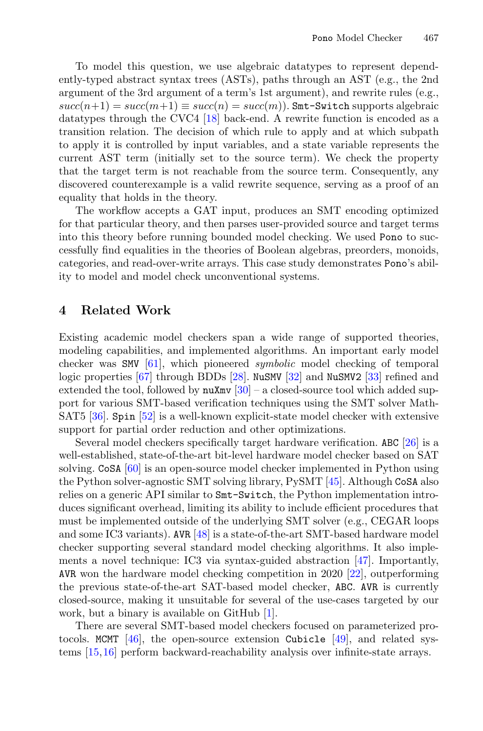To model this question, we use algebraic datatypes to represent dependently-typed abstract syntax trees (ASTs), paths through an AST (e.g., the 2nd argument of the 3rd argument of a term's 1st argument), and rewrite rules (e.g., $succ(n+1) = succ(m+1) \equiv succ(n) = succ(m)$). `Smt-Switch` supports algebraic datatypes through the CVC4 [18] back-end. A rewrite function is encoded as a transition relation. The decision of which rule to apply and at which subpath to apply it is controlled by input variables, and a state variable represents the current AST term (initially set to the source term). We check the property that the target term is not reachable from the source term. Consequently, any discovered counterexample is a valid rewrite sequence, serving as a proof of an equality that holds in the theory.

The workflow accepts a GAT input, produces an SMT encoding optimized for that particular theory, and then parses user-provided source and target terms into this theory before running bounded model checking. We used `Pono` to successfully find equalities in the theories of Boolean algebras, preorders, monoids, categories, and read-over-write arrays. This case study demonstrates `Pono`'s ability to model and model check unconventional systems.

## 4 Related Work

Existing academic model checkers span a wide range of supported theories, modeling capabilities, and implemented algorithms. An important early model checker was `SMV` [61], which pioneered *symbolic* model checking of temporal logic properties [67] through BDDs [28]. `NuSMV` [32] and `NuSMV2` [33] refined and extended the tool, followed by `nuXmv` [30] – a closed-source tool which added support for various SMT-based verification techniques using the SMT solver MathSAT5 [36]. `Spin` [52] is a well-known explicit-state model checker with extensive support for partial order reduction and other optimizations.

Several model checkers specifically target hardware verification. `ABC` [26] is a well-established, state-of-the-art bit-level hardware model checker based on SAT solving. `CoSA` [60] is an open-source model checker implemented in Python using the Python solver-agnostic SMT solving library, PySMT [45]. Although `CoSA` also relies on a generic API similar to `Smt-Switch`, the Python implementation introduces significant overhead, limiting its ability to include efficient procedures that must be implemented outside of the underlying SMT solver (e.g., CEGAR loops and some IC3 variants). `AVR` [48] is a state-of-the-art SMT-based hardware model checker supporting several standard model checking algorithms. It also implements a novel technique: IC3 via syntax-guided abstraction [47]. Importantly, `AVR` won the hardware model checking competition in 2020 [22], outperforming the previous state-of-the-art SAT-based model checker, `ABC`. `AVR` is currently closed-source, making it unsuitable for several of the use-cases targeted by our work, but a binary is available on GitHub [1].

There are several SMT-based model checkers focused on parameterized protocols. `MCMT` [46], the open-source extension `Cubicle` [49], and related systems [15,16] perform backward-reachability analysis over infinite-state arrays.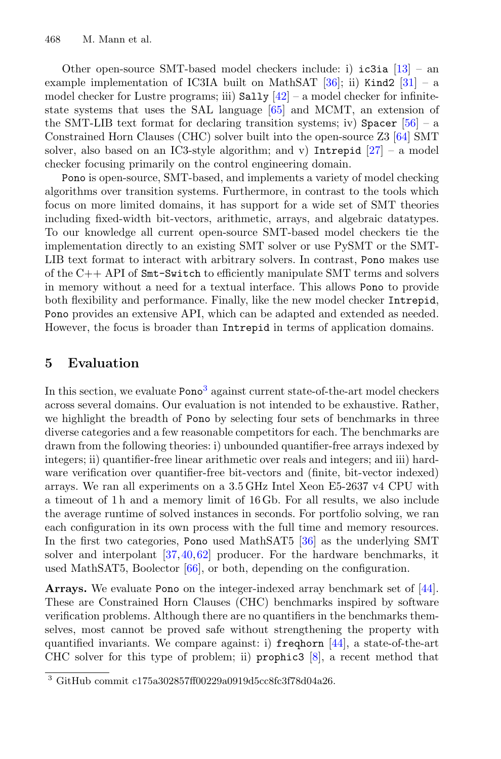Other open-source SMT-based model checkers include: i) `ic3ia` [13] – an example implementation of IC3IA built on MathSAT [36]; ii) `Kind2` [31] – a model checker for Lustre programs; iii) `Sally` [42] – a model checker for infinite-state systems that uses the SAL language [65] and MCMT, an extension of the SMT-LIB text format for declaring transition systems; iv) `Spacer` [56] – a Constrained Horn Clauses (CHC) solver built into the open-source Z3 [64] SMT solver, also based on an IC3-style algorithm; and v) `Intrepid` [27] – a model checker focusing primarily on the control engineering domain.

`Pono` is open-source, SMT-based, and implements a variety of model checking algorithms over transition systems. Furthermore, in contrast to the tools which focus on more limited domains, it has support for a wide set of SMT theories including fixed-width bit-vectors, arithmetic, arrays, and algebraic datatypes. To our knowledge all current open-source SMT-based model checkers tie the implementation directly to an existing SMT solver or use PySMT or the SMT-LIB text format to interact with arbitrary solvers. In contrast, `Pono` makes use of the C++ API of `Smt-Switch` to efficiently manipulate SMT terms and solvers in memory without a need for a textual interface. This allows `Pono` to provide both flexibility and performance. Finally, like the new model checker `Intrepid`, `Pono` provides an extensive API, which can be adapted and extended as needed. However, the focus is broader than `Intrepid` in terms of application domains.

## 5 Evaluation

In this section, we evaluate `Pono`[3] against current state-of-the-art model checkers across several domains. Our evaluation is not intended to be exhaustive. Rather, we highlight the breadth of `Pono` by selecting four sets of benchmarks in three diverse categories and a few reasonable competitors for each. The benchmarks are drawn from the following theories: i) unbounded quantifier-free arrays indexed by integers; ii) quantifier-free linear arithmetic over reals and integers; and iii) hardware verification over quantifier-free bit-vectors and (finite, bit-vector indexed) arrays. We ran all experiments on a 3.5 GHz Intel Xeon E5-2637 v4 CPU with a timeout of 1 h and a memory limit of 16 Gb. For all results, we also include the average runtime of solved instances in seconds. For portfolio solving, we ran each configuration in its own process with the full time and memory resources. In the first two categories, `Pono` used MathSAT5 [36] as the underlying SMT solver and interpolant [37,40,62] producer. For the hardware benchmarks, it used MathSAT5, Boolector [66], or both, depending on the configuration.

**Arrays.** We evaluate `Pono` on the integer-indexed array benchmark set of [44]. These are Constrained Horn Clauses (CHC) benchmarks inspired by software verification problems. Although there are no quantifiers in the benchmarks themselves, most cannot be proved safe without strengthening the property with quantified invariants. We compare against: i) `freqhorn` [44], a state-of-the-art CHC solver for this type of problem; ii) `prophic3` [8], a recent method that

[3] GitHub commit c175a302857ff00229a0919d5cc8fc3f78d04a26.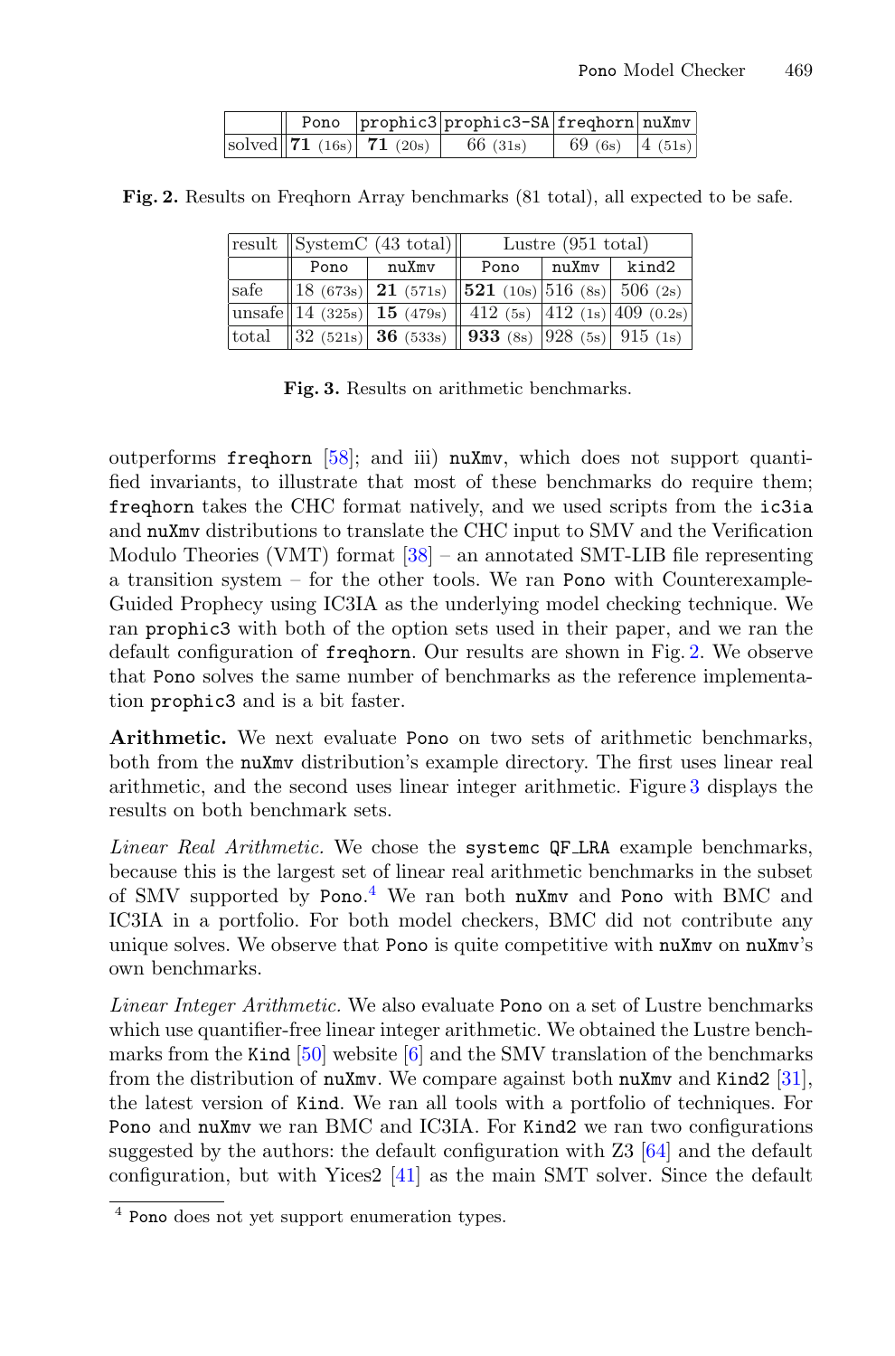| | Pono | prophic3 | prophic3-SA | freqhorn | nuXmv |
|---|---|---|---|---|---|
| solved | **71** (16s) | **71** (20s) | 66 (31s) | 69 (6s) | 4 (51s) |

**Fig. 2.** Results on Freqhorn Array benchmarks (81 total), all expected to be safe.

| result | SystemC (43 total) | | Lustre (951 total) | | |
|---|---|---|---|---|---|
| | Pono | nuXmv | Pono | nuXmv | kind2 |
| safe | 18 (673s) | **21** (571s) | **521** (10s) | 516 (8s) | 506 (2s) |
| unsafe | 14 (325s) | **15** (479s) | 412 (5s) | 412 (1s) | 409 (0.2s) |
| total | 32 (521s) | **36** (533s) | **933** (8s) | 928 (5s) | 915 (1s) |

**Fig. 3.** Results on arithmetic benchmarks.

outperforms freqhorn [58]; and iii) nuXmv, which does not support quantified invariants, to illustrate that most of these benchmarks do require them; freqhorn takes the CHC format natively, and we used scripts from the ic3ia and nuXmv distributions to translate the CHC input to SMV and the Verification Modulo Theories (VMT) format [38] – an annotated SMT-LIB file representing a transition system – for the other tools. We ran Pono with Counterexample-Guided Prophecy using IC3IA as the underlying model checking technique. We ran prophic3 with both of the option sets used in their paper, and we ran the default configuration of freqhorn. Our results are shown in Fig. 2. We observe that Pono solves the same number of benchmarks as the reference implementation prophic3 and is a bit faster.

**Arithmetic.** We next evaluate Pono on two sets of arithmetic benchmarks, both from the nuXmv distribution's example directory. The first uses linear real arithmetic, and the second uses linear integer arithmetic. Figure 3 displays the results on both benchmark sets.

*Linear Real Arithmetic.* We chose the systemc QF_LRA example benchmarks, because this is the largest set of linear real arithmetic benchmarks in the subset of SMV supported by Pono.[4] We ran both nuXmv and Pono with BMC and IC3IA in a portfolio. For both model checkers, BMC did not contribute any unique solves. We observe that Pono is quite competitive with nuXmv on nuXmv's own benchmarks.

*Linear Integer Arithmetic.* We also evaluate Pono on a set of Lustre benchmarks which use quantifier-free linear integer arithmetic. We obtained the Lustre benchmarks from the Kind [50] website [6] and the SMV translation of the benchmarks from the distribution of nuXmv. We compare against both nuXmv and Kind2 [31], the latest version of Kind. We ran all tools with a portfolio of techniques. For Pono and nuXmv we ran BMC and IC3IA. For Kind2 we ran two configurations suggested by the authors: the default configuration with Z3 [64] and the default configuration, but with Yices2 [41] as the main SMT solver. Since the default

[4] Pono does not yet support enumeration types.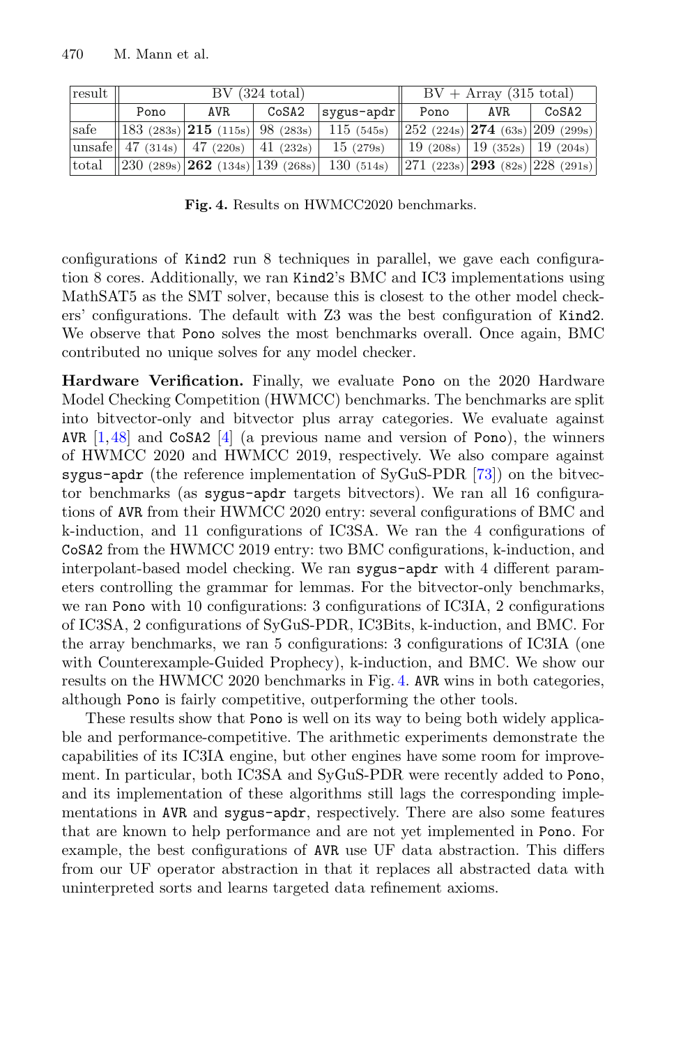| result | BV (324 total) | | | | BV + Array (315 total) | | |
|---|---|---|---|---|---|---|---|
| | Pono | AVR | CoSA2 | sygus-apdr | Pono | AVR | CoSA2 |
| safe | 183 (283s) | **215** (115s) | 98 (283s) | 115 (545s) | 252 (224s) | **274** (63s) | 209 (299s) |
| unsafe | 47 (314s) | 47 (220s) | 41 (232s) | 15 (279s) | 19 (208s) | 19 (352s) | 19 (204s) |
| total | 230 (289s) | **262** (134s) | 139 (268s) | 130 (514s) | 271 (223s) | **293** (82s) | 228 (291s) |

**Fig. 4.** Results on HWMCC2020 benchmarks.

configurations of Kind2 run 8 techniques in parallel, we gave each configuration 8 cores. Additionally, we ran Kind2's BMC and IC3 implementations using MathSAT5 as the SMT solver, because this is closest to the other model checkers' configurations. The default with Z3 was the best configuration of Kind2. We observe that Pono solves the most benchmarks overall. Once again, BMC contributed no unique solves for any model checker.

**Hardware Verification.** Finally, we evaluate Pono on the 2020 Hardware Model Checking Competition (HWMCC) benchmarks. The benchmarks are split into bitvector-only and bitvector plus array categories. We evaluate against AVR [1,48] and CoSA2 [4] (a previous name and version of Pono), the winners of HWMCC 2020 and HWMCC 2019, respectively. We also compare against sygus-apdr (the reference implementation of SyGuS-PDR [73]) on the bitvector benchmarks (as sygus-apdr targets bitvectors). We ran all 16 configurations of AVR from their HWMCC 2020 entry: several configurations of BMC and k-induction, and 11 configurations of IC3SA. We ran the 4 configurations of CoSA2 from the HWMCC 2019 entry: two BMC configurations, k-induction, and interpolant-based model checking. We ran sygus-apdr with 4 different parameters controlling the grammar for lemmas. For the bitvector-only benchmarks, we ran Pono with 10 configurations: 3 configurations of IC3IA, 2 configurations of IC3SA, 2 configurations of SyGuS-PDR, IC3Bits, k-induction, and BMC. For the array benchmarks, we ran 5 configurations: 3 configurations of IC3IA (one with Counterexample-Guided Prophecy), k-induction, and BMC. We show our results on the HWMCC 2020 benchmarks in Fig. 4. AVR wins in both categories, although Pono is fairly competitive, outperforming the other tools.

These results show that Pono is well on its way to being both widely applicable and performance-competitive. The arithmetic experiments demonstrate the capabilities of its IC3IA engine, but other engines have some room for improvement. In particular, both IC3SA and SyGuS-PDR were recently added to Pono, and its implementation of these algorithms still lags the corresponding implementations in AVR and sygus-apdr, respectively. There are also some features that are known to help performance and are not yet implemented in Pono. For example, the best configurations of AVR use UF data abstraction. This differs from our UF operator abstraction in that it replaces all abstracted data with uninterpreted sorts and learns targeted data refinement axioms.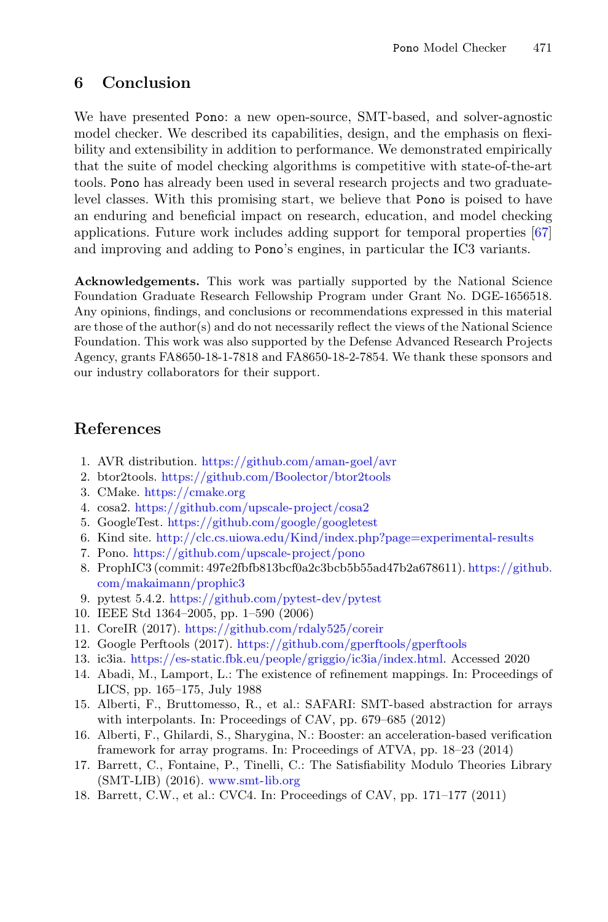## 6 Conclusion

We have presented Pono: a new open-source, SMT-based, and solver-agnostic model checker. We described its capabilities, design, and the emphasis on flexibility and extensibility in addition to performance. We demonstrated empirically that the suite of model checking algorithms is competitive with state-of-the-art tools. Pono has already been used in several research projects and two graduate-level classes. With this promising start, we believe that Pono is poised to have an enduring and beneficial impact on research, education, and model checking applications. Future work includes adding support for temporal properties [67] and improving and adding to Pono's engines, in particular the IC3 variants.

**Acknowledgements.** This work was partially supported by the National Science Foundation Graduate Research Fellowship Program under Grant No. DGE-1656518. Any opinions, findings, and conclusions or recommendations expressed in this material are those of the author(s) and do not necessarily reflect the views of the National Science Foundation. This work was also supported by the Defense Advanced Research Projects Agency, grants FA8650-18-1-7818 and FA8650-18-2-7854. We thank these sponsors and our industry collaborators for their support.

## References

1. AVR distribution. https://github.com/aman-goel/avr
2. btor2tools. https://github.com/Boolector/btor2tools
3. CMake. https://cmake.org
4. cosa2. https://github.com/upscale-project/cosa2
5. GoogleTest. https://github.com/google/googletest
6. Kind site. http://clc.cs.uiowa.edu/Kind/index.php?page=experimental-results
7. Pono. https://github.com/upscale-project/pono
8. ProphIC3 (commit: 497e2fbfb813bcf0a2c3bcb5b55ad47b2a678611). https://github.com/makaimann/prophic3
9. pytest 5.4.2. https://github.com/pytest-dev/pytest
10. IEEE Std 1364–2005, pp. 1–590 (2006)
11. CoreIR (2017). https://github.com/rdaly525/coreir
12. Google Perftools (2017). https://github.com/gperftools/gperftools
13. ic3ia. https://es-static.fbk.eu/people/griggio/ic3ia/index.html. Accessed 2020
14. Abadi, M., Lamport, L.: The existence of refinement mappings. In: Proceedings of LICS, pp. 165–175, July 1988
15. Alberti, F., Bruttomesso, R., et al.: SAFARI: SMT-based abstraction for arrays with interpolants. In: Proceedings of CAV, pp. 679–685 (2012)
16. Alberti, F., Ghilardi, S., Sharygina, N.: Booster: an acceleration-based verification framework for array programs. In: Proceedings of ATVA, pp. 18–23 (2014)
17. Barrett, C., Fontaine, P., Tinelli, C.: The Satisfiability Modulo Theories Library (SMT-LIB) (2016). www.smt-lib.org
18. Barrett, C.W., et al.: CVC4. In: Proceedings of CAV, pp. 171–177 (2011)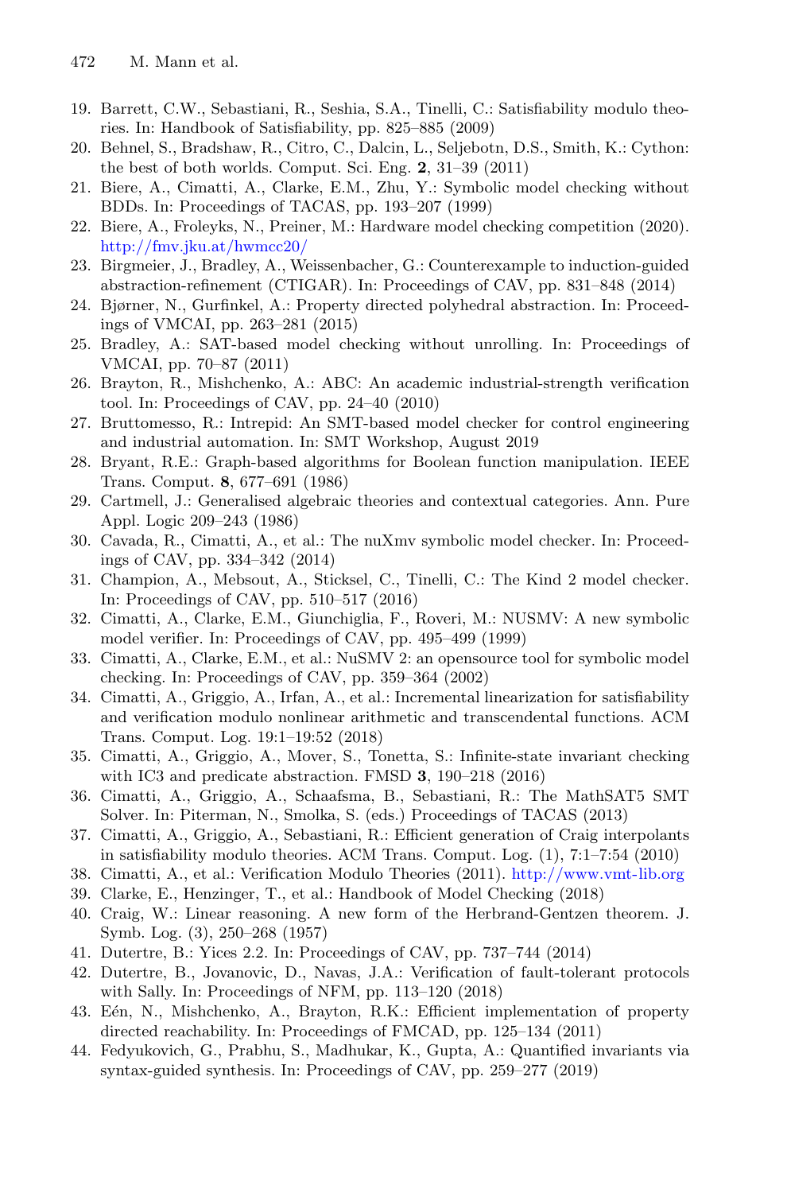19. Barrett, C.W., Sebastiani, R., Seshia, S.A., Tinelli, C.: Satisfiability modulo theories. In: Handbook of Satisfiability, pp. 825–885 (2009)
20. Behnel, S., Bradshaw, R., Citro, C., Dalcin, L., Seljebotn, D.S., Smith, K.: Cython: the best of both worlds. Comput. Sci. Eng. **2**, 31–39 (2011)
21. Biere, A., Cimatti, A., Clarke, E.M., Zhu, Y.: Symbolic model checking without BDDs. In: Proceedings of TACAS, pp. 193–207 (1999)
22. Biere, A., Froleyks, N., Preiner, M.: Hardware model checking competition (2020). http://fmv.jku.at/hwmcc20/
23. Birgmeier, J., Bradley, A., Weissenbacher, G.: Counterexample to induction-guided abstraction-refinement (CTIGAR). In: Proceedings of CAV, pp. 831–848 (2014)
24. Bjørner, N., Gurfinkel, A.: Property directed polyhedral abstraction. In: Proceedings of VMCAI, pp. 263–281 (2015)
25. Bradley, A.: SAT-based model checking without unrolling. In: Proceedings of VMCAI, pp. 70–87 (2011)
26. Brayton, R., Mishchenko, A.: ABC: An academic industrial-strength verification tool. In: Proceedings of CAV, pp. 24–40 (2010)
27. Bruttomesso, R.: Intrepid: An SMT-based model checker for control engineering and industrial automation. In: SMT Workshop, August 2019
28. Bryant, R.E.: Graph-based algorithms for Boolean function manipulation. IEEE Trans. Comput. **8**, 677–691 (1986)
29. Cartmell, J.: Generalised algebraic theories and contextual categories. Ann. Pure Appl. Logic 209–243 (1986)
30. Cavada, R., Cimatti, A., et al.: The nuXmv symbolic model checker. In: Proceedings of CAV, pp. 334–342 (2014)
31. Champion, A., Mebsout, A., Sticksel, C., Tinelli, C.: The Kind 2 model checker. In: Proceedings of CAV, pp. 510–517 (2016)
32. Cimatti, A., Clarke, E.M., Giunchiglia, F., Roveri, M.: NUSMV: A new symbolic model verifier. In: Proceedings of CAV, pp. 495–499 (1999)
33. Cimatti, A., Clarke, E.M., et al.: NuSMV 2: an opensource tool for symbolic model checking. In: Proceedings of CAV, pp. 359–364 (2002)
34. Cimatti, A., Griggio, A., Irfan, A., et al.: Incremental linearization for satisfiability and verification modulo nonlinear arithmetic and transcendental functions. ACM Trans. Comput. Log. 19:1–19:52 (2018)
35. Cimatti, A., Griggio, A., Mover, S., Tonetta, S.: Infinite-state invariant checking with IC3 and predicate abstraction. FMSD **3**, 190–218 (2016)
36. Cimatti, A., Griggio, A., Schaafsma, B., Sebastiani, R.: The MathSAT5 SMT Solver. In: Piterman, N., Smolka, S. (eds.) Proceedings of TACAS (2013)
37. Cimatti, A., Griggio, A., Sebastiani, R.: Efficient generation of Craig interpolants in satisfiability modulo theories. ACM Trans. Comput. Log. (1), 7:1–7:54 (2010)
38. Cimatti, A., et al.: Verification Modulo Theories (2011). http://www.vmt-lib.org
39. Clarke, E., Henzinger, T., et al.: Handbook of Model Checking (2018)
40. Craig, W.: Linear reasoning. A new form of the Herbrand-Gentzen theorem. J. Symb. Log. (3), 250–268 (1957)
41. Dutertre, B.: Yices 2.2. In: Proceedings of CAV, pp. 737–744 (2014)
42. Dutertre, B., Jovanovic, D., Navas, J.A.: Verification of fault-tolerant protocols with Sally. In: Proceedings of NFM, pp. 113–120 (2018)
43. Eén, N., Mishchenko, A., Brayton, R.K.: Efficient implementation of property directed reachability. In: Proceedings of FMCAD, pp. 125–134 (2011)
44. Fedyukovich, G., Prabhu, S., Madhukar, K., Gupta, A.: Quantified invariants via syntax-guided synthesis. In: Proceedings of CAV, pp. 259–277 (2019)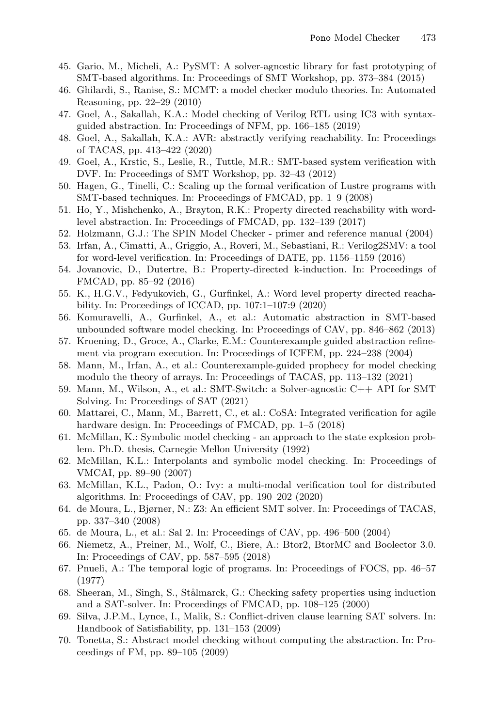45. Gario, M., Micheli, A.: PySMT: A solver-agnostic library for fast prototyping of SMT-based algorithms. In: Proceedings of SMT Workshop, pp. 373–384 (2015)
46. Ghilardi, S., Ranise, S.: MCMT: a model checker modulo theories. In: Automated Reasoning, pp. 22–29 (2010)
47. Goel, A., Sakallah, K.A.: Model checking of Verilog RTL using IC3 with syntax-guided abstraction. In: Proceedings of NFM, pp. 166–185 (2019)
48. Goel, A., Sakallah, K.A.: AVR: abstractly verifying reachability. In: Proceedings of TACAS, pp. 413–422 (2020)
49. Goel, A., Krstic, S., Leslie, R., Tuttle, M.R.: SMT-based system verification with DVF. In: Proceedings of SMT Workshop, pp. 32–43 (2012)
50. Hagen, G., Tinelli, C.: Scaling up the formal verification of Lustre programs with SMT-based techniques. In: Proceedings of FMCAD, pp. 1–9 (2008)
51. Ho, Y., Mishchenko, A., Brayton, R.K.: Property directed reachability with word-level abstraction. In: Proceedings of FMCAD, pp. 132–139 (2017)
52. Holzmann, G.J.: The SPIN Model Checker - primer and reference manual (2004)
53. Irfan, A., Cimatti, A., Griggio, A., Roveri, M., Sebastiani, R.: Verilog2SMV: a tool for word-level verification. In: Proceedings of DATE, pp. 1156–1159 (2016)
54. Jovanovic, D., Dutertre, B.: Property-directed k-induction. In: Proceedings of FMCAD, pp. 85–92 (2016)
55. K., H.G.V., Fedyukovich, G., Gurfinkel, A.: Word level property directed reachability. In: Proceedings of ICCAD, pp. 107:1–107:9 (2020)
56. Komuravelli, A., Gurfinkel, A., et al.: Automatic abstraction in SMT-based unbounded software model checking. In: Proceedings of CAV, pp. 846–862 (2013)
57. Kroening, D., Groce, A., Clarke, E.M.: Counterexample guided abstraction refinement via program execution. In: Proceedings of ICFEM, pp. 224–238 (2004)
58. Mann, M., Irfan, A., et al.: Counterexample-guided prophecy for model checking modulo the theory of arrays. In: Proceedings of TACAS, pp. 113–132 (2021)
59. Mann, M., Wilson, A., et al.: SMT-Switch: a Solver-agnostic C++ API for SMT Solving. In: Proceedings of SAT (2021)
60. Mattarei, C., Mann, M., Barrett, C., et al.: CoSA: Integrated verification for agile hardware design. In: Proceedings of FMCAD, pp. 1–5 (2018)
61. McMillan, K.: Symbolic model checking - an approach to the state explosion problem. Ph.D. thesis, Carnegie Mellon University (1992)
62. McMillan, K.L.: Interpolants and symbolic model checking. In: Proceedings of VMCAI, pp. 89–90 (2007)
63. McMillan, K.L., Padon, O.: Ivy: a multi-modal verification tool for distributed algorithms. In: Proceedings of CAV, pp. 190–202 (2020)
64. de Moura, L., Bjørner, N.: Z3: An efficient SMT solver. In: Proceedings of TACAS, pp. 337–340 (2008)
65. de Moura, L., et al.: Sal 2. In: Proceedings of CAV, pp. 496–500 (2004)
66. Niemetz, A., Preiner, M., Wolf, C., Biere, A.: Btor2, BtorMC and Boolector 3.0. In: Proceedings of CAV, pp. 587–595 (2018)
67. Pnueli, A.: The temporal logic of programs. In: Proceedings of FOCS, pp. 46–57 (1977)
68. Sheeran, M., Singh, S., Stålmarck, G.: Checking safety properties using induction and a SAT-solver. In: Proceedings of FMCAD, pp. 108–125 (2000)
69. Silva, J.P.M., Lynce, I., Malik, S.: Conflict-driven clause learning SAT solvers. In: Handbook of Satisfiability, pp. 131–153 (2009)
70. Tonetta, S.: Abstract model checking without computing the abstraction. In: Proceedings of FM, pp. 89–105 (2009)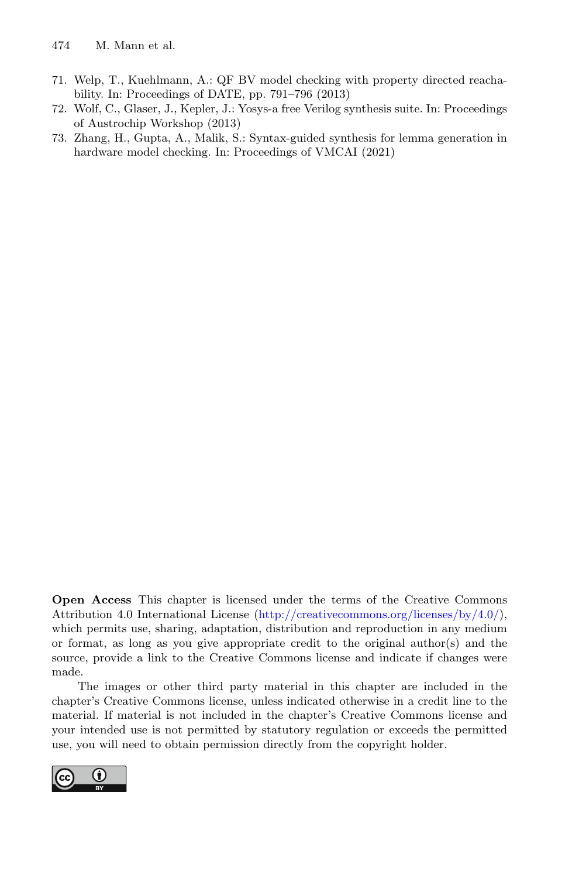71. Welp, T., Kuehlmann, A.: QF BV model checking with property directed reachability. In: Proceedings of DATE, pp. 791–796 (2013)
72. Wolf, C., Glaser, J., Kepler, J.: Yosys-a free Verilog synthesis suite. In: Proceedings of Austrochip Workshop (2013)
73. Zhang, H., Gupta, A., Malik, S.: Syntax-guided synthesis for lemma generation in hardware model checking. In: Proceedings of VMCAI (2021)

**Open Access** This chapter is licensed under the terms of the Creative Commons Attribution 4.0 International License (http://creativecommons.org/licenses/by/4.0/), which permits use, sharing, adaptation, distribution and reproduction in any medium or format, as long as you give appropriate credit to the original author(s) and the source, provide a link to the Creative Commons license and indicate if changes were made.

The images or other third party material in this chapter are included in the chapter's Creative Commons license, unless indicated otherwise in a credit line to the material. If material is not included in the chapter's Creative Commons license and your intended use is not permitted by statutory regulation or exceeds the permitted use, you will need to obtain permission directly from the copyright holder.